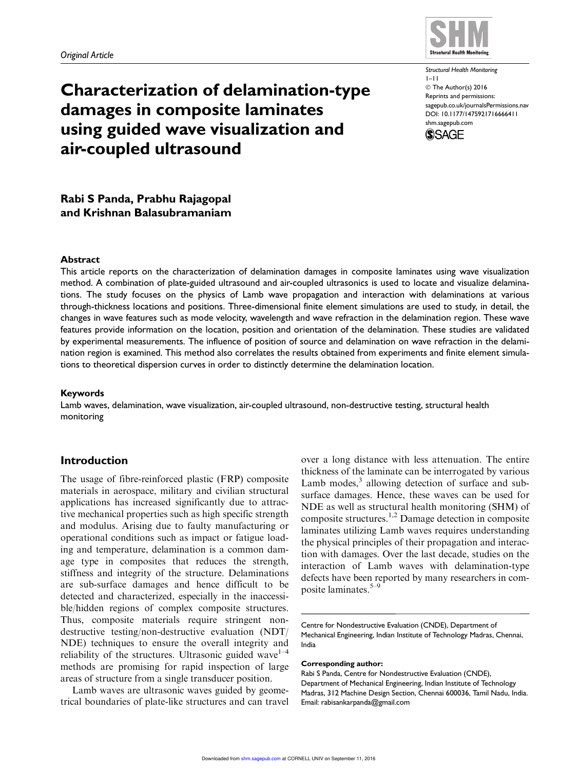*Original Article*

# Characterization of delamination-type damages in composite laminates using guided wave visualization and air-coupled ultrasound

Structural Health Monitoring
1–11
© The Author(s) 2016
Reprints and permissions:
sagepub.co.uk/journalsPermissions.nav
DOI: 10.1177/1475921716666411
shm.sagepub.com

**Rabi S Panda, Prabhu Rajagopal and Krishnan Balasubramaniam**

## Abstract

This article reports on the characterization of delamination damages in composite laminates using wave visualization method. A combination of plate-guided ultrasound and air-coupled ultrasonics is used to locate and visualize delaminations. The study focuses on the physics of Lamb wave propagation and interaction with delaminations at various through-thickness locations and positions. Three-dimensional finite element simulations are used to study, in detail, the changes in wave features such as mode velocity, wavelength and wave refraction in the delamination region. These wave features provide information on the location, position and orientation of the delamination. These studies are validated by experimental measurements. The influence of position of source and delamination on wave refraction in the delamination region is examined. This method also correlates the results obtained from experiments and finite element simulations to theoretical dispersion curves in order to distinctly determine the delamination location.

## Keywords

Lamb waves, delamination, wave visualization, air-coupled ultrasound, non-destructive testing, structural health monitoring

## Introduction

The usage of fibre-reinforced plastic (FRP) composite materials in aerospace, military and civilian structural applications has increased significantly due to attractive mechanical properties such as high specific strength and modulus. Arising due to faulty manufacturing or operational conditions such as impact or fatigue loading and temperature, delamination is a common damage type in composites that reduces the strength, stiffness and integrity of the structure. Delaminations are sub-surface damages and hence difficult to be detected and characterized, especially in the inaccessible/hidden regions of complex composite structures. Thus, composite materials require stringent non-destructive testing/non-destructive evaluation (NDT/NDE) techniques to ensure the overall integrity and reliability of the structures. Ultrasonic guided wave[1–4] methods are promising for rapid inspection of large areas of structure from a single transducer position.

Lamb waves are ultrasonic waves guided by geometrical boundaries of plate-like structures and can travel over a long distance with less attenuation. The entire thickness of the laminate can be interrogated by various Lamb modes,[3] allowing detection of surface and subsurface damages. Hence, these waves can be used for NDE as well as structural health monitoring (SHM) of composite structures.[1,2] Damage detection in composite laminates utilizing Lamb waves requires understanding the physical principles of their propagation and interaction with damages. Over the last decade, studies on the interaction of Lamb waves with delamination-type defects have been reported by many researchers in composite laminates.[5–9]

Centre for Nondestructive Evaluation (CNDE), Department of Mechanical Engineering, Indian Institute of Technology Madras, Chennai, India

**Corresponding author:**
Rabi S Panda, Centre for Nondestructive Evaluation (CNDE), Department of Mechanical Engineering, Indian Institute of Technology Madras, 312 Machine Design Section, Chennai 600036, Tamil Nadu, India.
Email: rabisankarpanda@gmail.com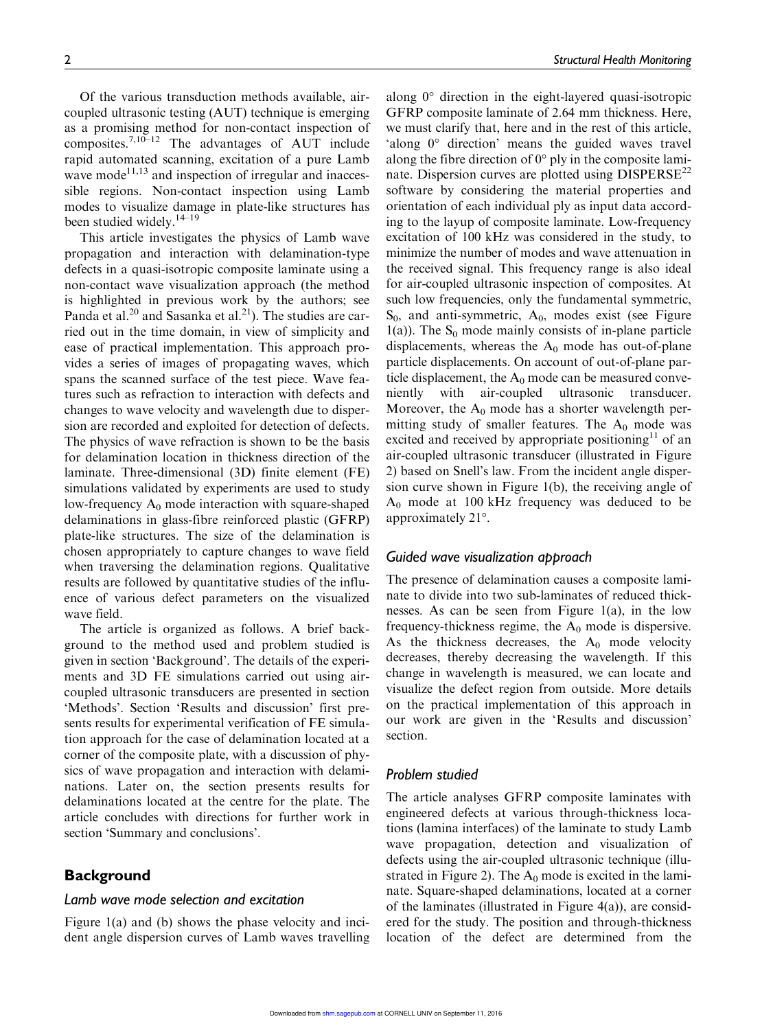Of the various transduction methods available, air-coupled ultrasonic testing (AUT) technique is emerging as a promising method for non-contact inspection of composites.[7,10–12] The advantages of AUT include rapid automated scanning, excitation of a pure Lamb wave mode[11,13] and inspection of irregular and inaccessible regions. Non-contact inspection using Lamb modes to visualize damage in plate-like structures has been studied widely.[14–19]

This article investigates the physics of Lamb wave propagation and interaction with delamination-type defects in a quasi-isotropic composite laminate using a non-contact wave visualization approach (the method is highlighted in previous work by the authors; see Panda et al.[20] and Sasanka et al.[21]). The studies are carried out in the time domain, in view of simplicity and ease of practical implementation. This approach provides a series of images of propagating waves, which spans the scanned surface of the test piece. Wave features such as refraction to interaction with defects and changes to wave velocity and wavelength due to dispersion are recorded and exploited for detection of defects. The physics of wave refraction is shown to be the basis for delamination location in thickness direction of the laminate. Three-dimensional (3D) finite element (FE) simulations validated by experiments are used to study low-frequency $A_0$ mode interaction with square-shaped delaminations in glass-fibre reinforced plastic (GFRP) plate-like structures. The size of the delamination is chosen appropriately to capture changes to wave field when traversing the delamination regions. Qualitative results are followed by quantitative studies of the influence of various defect parameters on the visualized wave field.

The article is organized as follows. A brief background to the method used and problem studied is given in section 'Background'. The details of the experiments and 3D FE simulations carried out using air-coupled ultrasonic transducers are presented in section 'Methods'. Section 'Results and discussion' first presents results for experimental verification of FE simulation approach for the case of delamination located at a corner of the composite plate, with a discussion of physics of wave propagation and interaction with delaminations. Later on, the section presents results for delaminations located at the centre for the plate. The article concludes with directions for further work in section 'Summary and conclusions'.

## Background

### Lamb wave mode selection and excitation

Figure 1(a) and (b) shows the phase velocity and incident angle dispersion curves of Lamb waves travelling along 0° direction in the eight-layered quasi-isotropic GFRP composite laminate of 2.64 mm thickness. Here, we must clarify that, here and in the rest of this article, 'along 0° direction' means the guided waves travel along the fibre direction of 0° ply in the composite laminate. Dispersion curves are plotted using DISPERSE[22] software by considering the material properties and orientation of each individual ply as input data according to the layup of composite laminate. Low-frequency excitation of 100 kHz was considered in the study, to minimize the number of modes and wave attenuation in the received signal. This frequency range is also ideal for air-coupled ultrasonic inspection of composites. At such low frequencies, only the fundamental symmetric, $S_0$, and anti-symmetric, $A_0$, modes exist (see Figure 1(a)). The $S_0$ mode mainly consists of in-plane particle displacements, whereas the $A_0$ mode has out-of-plane particle displacements. On account of out-of-plane particle displacement, the $A_0$ mode can be measured conveniently with air-coupled ultrasonic transducer. Moreover, the $A_0$ mode has a shorter wavelength permitting study of smaller features. The $A_0$ mode was excited and received by appropriate positioning[11] of an air-coupled ultrasonic transducer (illustrated in Figure 2) based on Snell's law. From the incident angle dispersion curve shown in Figure 1(b), the receiving angle of $A_0$ mode at 100 kHz frequency was deduced to be approximately 21°.

### Guided wave visualization approach

The presence of delamination causes a composite laminate to divide into two sub-laminates of reduced thicknesses. As can be seen from Figure 1(a), in the low frequency-thickness regime, the $A_0$ mode is dispersive. As the thickness decreases, the $A_0$ mode velocity decreases, thereby decreasing the wavelength. If this change in wavelength is measured, we can locate and visualize the defect region from outside. More details on the practical implementation of this approach in our work are given in the 'Results and discussion' section.

### Problem studied

The article analyses GFRP composite laminates with engineered defects at various through-thickness locations (lamina interfaces) of the laminate to study Lamb wave propagation, detection and visualization of defects using the air-coupled ultrasonic technique (illustrated in Figure 2). The $A_0$ mode is excited in the laminate. Square-shaped delaminations, located at a corner of the laminates (illustrated in Figure 4(a)), are considered for the study. The position and through-thickness location of the defect are determined from the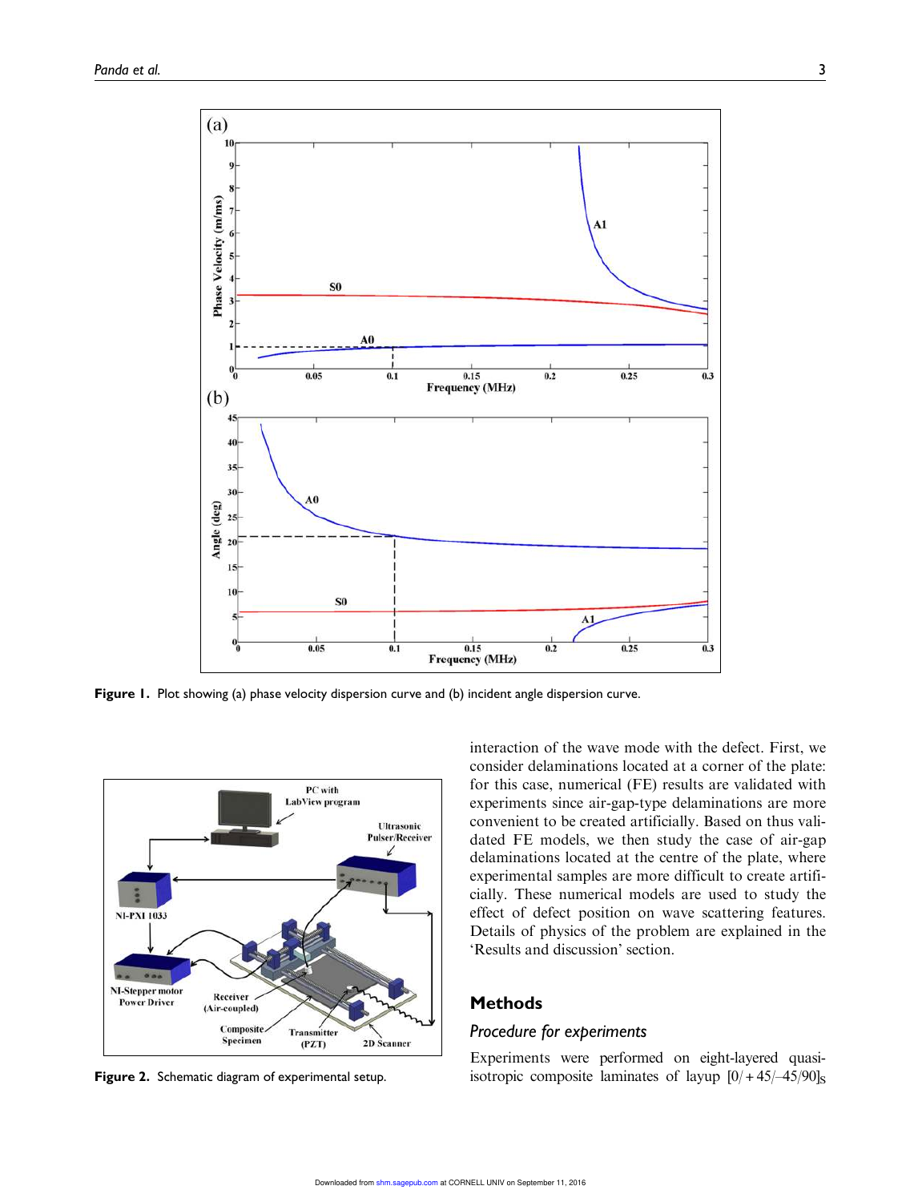Figure 1. Plot showing (a) phase velocity dispersion curve and (b) incident angle dispersion curve.

Figure 2. Schematic diagram of experimental setup.

interaction of the wave mode with the defect. First, we consider delaminations located at a corner of the plate: for this case, numerical (FE) results are validated with experiments since air-gap-type delaminations are more convenient to be created artificially. Based on thus validated FE models, we then study the case of air-gap delaminations located at the centre of the plate, where experimental samples are more difficult to create artificially. These numerical models are used to study the effect of defect position on wave scattering features. Details of physics of the problem are explained in the 'Results and discussion' section.

## Methods

### *Procedure for experiments*

Experiments were performed on eight-layered quasi-isotropic composite laminates of layup $[0/+45/-45/90]_S$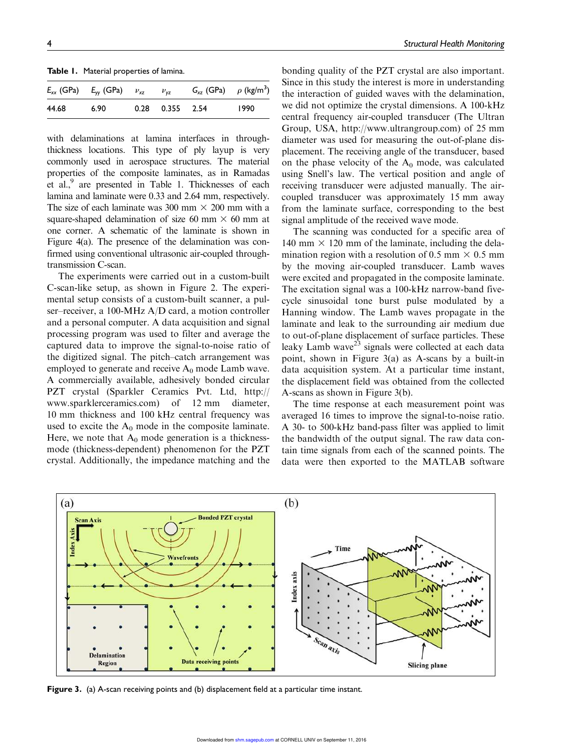**Table 1.** Material properties of lamina.

| $E_{xx}$ (GPa) | $E_{yy}$ (GPa) | $\nu_{xz}$ | $\nu_{yz}$ | $G_{xz}$ (GPa) | $\rho$ (kg/m$^3$) |
|---|---|---|---|---|---|
| 44.68 | 6.90 | 0.28 | 0.355 | 2.54 | 1990 |

with delaminations at lamina interfaces in through-thickness locations. This type of ply layup is very commonly used in aerospace structures. The material properties of the composite laminates, as in Ramadas et al.,[9] are presented in Table 1. Thicknesses of each lamina and laminate were 0.33 and 2.64 mm, respectively. The size of each laminate was 300 mm × 200 mm with a square-shaped delamination of size 60 mm × 60 mm at one corner. A schematic of the laminate is shown in Figure 4(a). The presence of the delamination was confirmed using conventional ultrasonic air-coupled through-transmission C-scan.

The experiments were carried out in a custom-built C-scan-like setup, as shown in Figure 2. The experimental setup consists of a custom-built scanner, a pulser–receiver, a 100-MHz A/D card, a motion controller and a personal computer. A data acquisition and signal processing program was used to filter and average the captured data to improve the signal-to-noise ratio of the digitized signal. The pitch–catch arrangement was employed to generate and receive $A_0$ mode Lamb wave. A commercially available, adhesively bonded circular PZT crystal (Sparkler Ceramics Pvt. Ltd, http://www.sparklerceramics.com) of 12 mm diameter, 10 mm thickness and 100 kHz central frequency was used to excite the $A_0$ mode in the composite laminate. Here, we note that $A_0$ mode generation is a thickness-mode (thickness-dependent) phenomenon for the PZT crystal. Additionally, the impedance matching and the bonding quality of the PZT crystal are also important. Since in this study the interest is more in understanding the interaction of guided waves with the delamination, we did not optimize the crystal dimensions. A 100-kHz central frequency air-coupled transducer (The Ultran Group, USA, http://www.ultrangroup.com) of 25 mm diameter was used for measuring the out-of-plane displacement. The receiving angle of the transducer, based on the phase velocity of the $A_0$ mode, was calculated using Snell's law. The vertical position and angle of receiving transducer were adjusted manually. The air-coupled transducer was approximately 15 mm away from the laminate surface, corresponding to the best signal amplitude of the received wave mode.

The scanning was conducted for a specific area of 140 mm × 120 mm of the laminate, including the delamination region with a resolution of 0.5 mm × 0.5 mm by the moving air-coupled transducer. Lamb waves were excited and propagated in the composite laminate. The excitation signal was a 100-kHz narrow-band five-cycle sinusoidal tone burst pulse modulated by a Hanning window. The Lamb waves propagate in the laminate and leak to the surrounding air medium due to out-of-plane displacement of surface particles. These leaky Lamb wave[23] signals were collected at each data point, shown in Figure 3(a) as A-scans by a built-in data acquisition system. At a particular time instant, the displacement field was obtained from the collected A-scans as shown in Figure 3(b).

The time response at each measurement point was averaged 16 times to improve the signal-to-noise ratio. A 30- to 500-kHz band-pass filter was applied to limit the bandwidth of the output signal. The raw data contain time signals from each of the scanned points. The data were then exported to the MATLAB software

**Figure 3.** (a) A-scan receiving points and (b) displacement field at a particular time instant.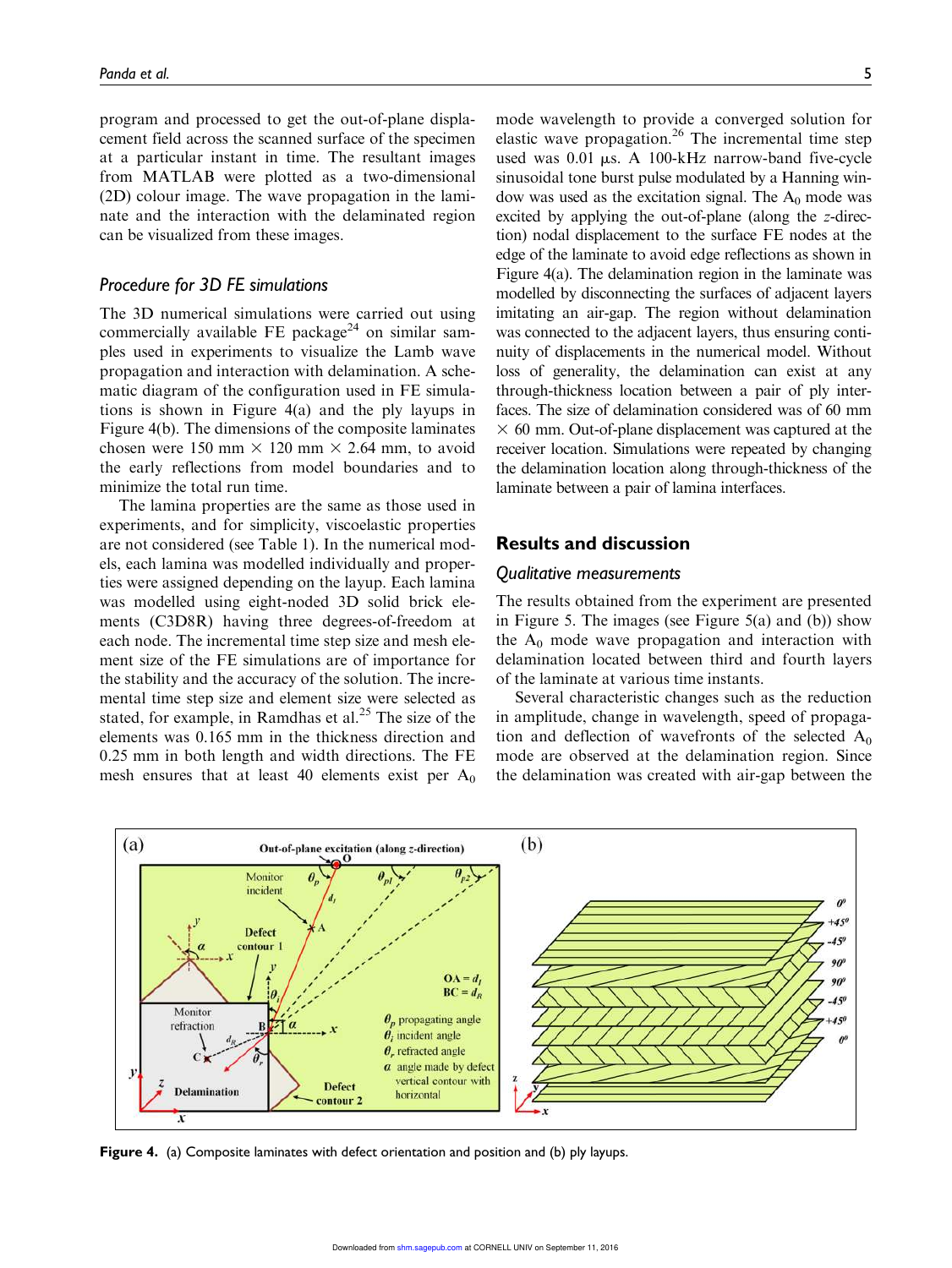program and processed to get the out-of-plane displacement field across the scanned surface of the specimen at a particular instant in time. The resultant images from MATLAB were plotted as a two-dimensional (2D) colour image. The wave propagation in the laminate and the interaction with the delaminated region can be visualized from these images.

### Procedure for 3D FE simulations

The 3D numerical simulations were carried out using commercially available FE package[24] on similar samples used in experiments to visualize the Lamb wave propagation and interaction with delamination. A schematic diagram of the configuration used in FE simulations is shown in Figure 4(a) and the ply layups in Figure 4(b). The dimensions of the composite laminates chosen were 150 mm × 120 mm × 2.64 mm, to avoid the early reflections from model boundaries and to minimize the total run time.

The lamina properties are the same as those used in experiments, and for simplicity, viscoelastic properties are not considered (see Table 1). In the numerical models, each lamina was modelled individually and properties were assigned depending on the layup. Each lamina was modelled using eight-noded 3D solid brick elements (C3D8R) having three degrees-of-freedom at each node. The incremental time step size and mesh element size of the FE simulations are of importance for the stability and the accuracy of the solution. The incremental time step size and element size were selected as stated, for example, in Ramdhas et al.[25] The size of the elements was 0.165 mm in the thickness direction and 0.25 mm in both length and width directions. The FE mesh ensures that at least 40 elements exist per $A_0$ mode wavelength to provide a converged solution for elastic wave propagation.[26] The incremental time step used was 0.01 µs. A 100-kHz narrow-band five-cycle sinusoidal tone burst pulse modulated by a Hanning window was used as the excitation signal. The $A_0$ mode was excited by applying the out-of-plane (along the *z*-direction) nodal displacement to the surface FE nodes at the edge of the laminate to avoid edge reflections as shown in Figure 4(a). The delamination region in the laminate was modelled by disconnecting the surfaces of adjacent layers imitating an air-gap. The region without delamination was connected to the adjacent layers, thus ensuring continuity of displacements in the numerical model. Without loss of generality, the delamination can exist at any through-thickness location between a pair of ply interfaces. The size of delamination considered was of 60 mm × 60 mm. Out-of-plane displacement was captured at the receiver location. Simulations were repeated by changing the delamination location along through-thickness of the laminate between a pair of lamina interfaces.

## Results and discussion

### Qualitative measurements

The results obtained from the experiment are presented in Figure 5. The images (see Figure 5(a) and (b)) show the $A_0$ mode wave propagation and interaction with delamination located between third and fourth layers of the laminate at various time instants.

Several characteristic changes such as the reduction in amplitude, change in wavelength, speed of propagation and deflection of wavefronts of the selected $A_0$ mode are observed at the delamination region. Since the delamination was created with air-gap between the

**Figure 4.** (a) Composite laminates with defect orientation and position and (b) ply layups.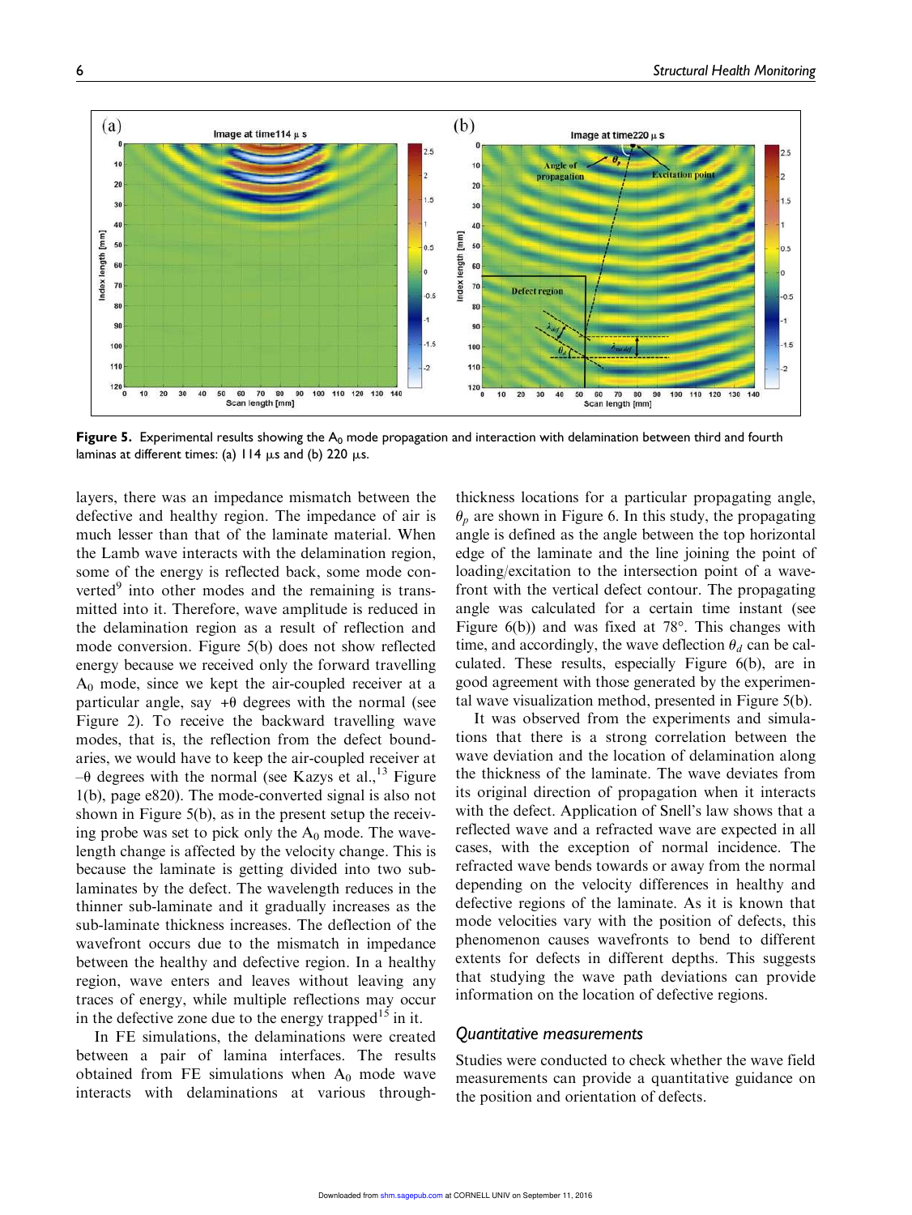**Figure 5.** Experimental results showing the $A_0$ mode propagation and interaction with delamination between third and fourth laminas at different times: (a) 114 μs and (b) 220 μs.

layers, there was an impedance mismatch between the defective and healthy region. The impedance of air is much lesser than that of the laminate material. When the Lamb wave interacts with the delamination region, some of the energy is reflected back, some mode converted[9] into other modes and the remaining is transmitted into it. Therefore, wave amplitude is reduced in the delamination region as a result of reflection and mode conversion. Figure 5(b) does not show reflected energy because we received only the forward travelling $A_0$ mode, since we kept the air-coupled receiver at a particular angle, say $+\theta$ degrees with the normal (see Figure 2). To receive the backward travelling wave modes, that is, the reflection from the defect boundaries, we would have to keep the air-coupled receiver at $-\theta$ degrees with the normal (see Kazys et al.,[13] Figure 1(b), page e820). The mode-converted signal is also not shown in Figure 5(b), as in the present setup the receiving probe was set to pick only the $A_0$ mode. The wavelength change is affected by the velocity change. This is because the laminate is getting divided into two sub-laminates by the defect. The wavelength reduces in the thinner sub-laminate and it gradually increases as the sub-laminate thickness increases. The deflection of the wavefront occurs due to the mismatch in impedance between the healthy and defective region. In a healthy region, wave enters and leaves without leaving any traces of energy, while multiple reflections may occur in the defective zone due to the energy trapped[15] in it.

In FE simulations, the delaminations were created between a pair of lamina interfaces. The results obtained from FE simulations when $A_0$ mode wave interacts with delaminations at various through-thickness locations for a particular propagating angle, $\theta_p$ are shown in Figure 6. In this study, the propagating angle is defined as the angle between the top horizontal edge of the laminate and the line joining the point of loading/excitation to the intersection point of a wavefront with the vertical defect contour. The propagating angle was calculated for a certain time instant (see Figure 6(b)) and was fixed at 78°. This changes with time, and accordingly, the wave deflection $\theta_d$ can be calculated. These results, especially Figure 6(b), are in good agreement with those generated by the experimental wave visualization method, presented in Figure 5(b).

It was observed from the experiments and simulations that there is a strong correlation between the wave deviation and the location of delamination along the thickness of the laminate. The wave deviates from its original direction of propagation when it interacts with the defect. Application of Snell's law shows that a reflected wave and a refracted wave are expected in all cases, with the exception of normal incidence. The refracted wave bends towards or away from the normal depending on the velocity differences in healthy and defective regions of the laminate. As it is known that mode velocities vary with the position of defects, this phenomenon causes wavefronts to bend to different extents for defects in different depths. This suggests that studying the wave path deviations can provide information on the location of defective regions.

### *Quantitative measurements*

Studies were conducted to check whether the wave field measurements can provide a quantitative guidance on the position and orientation of defects.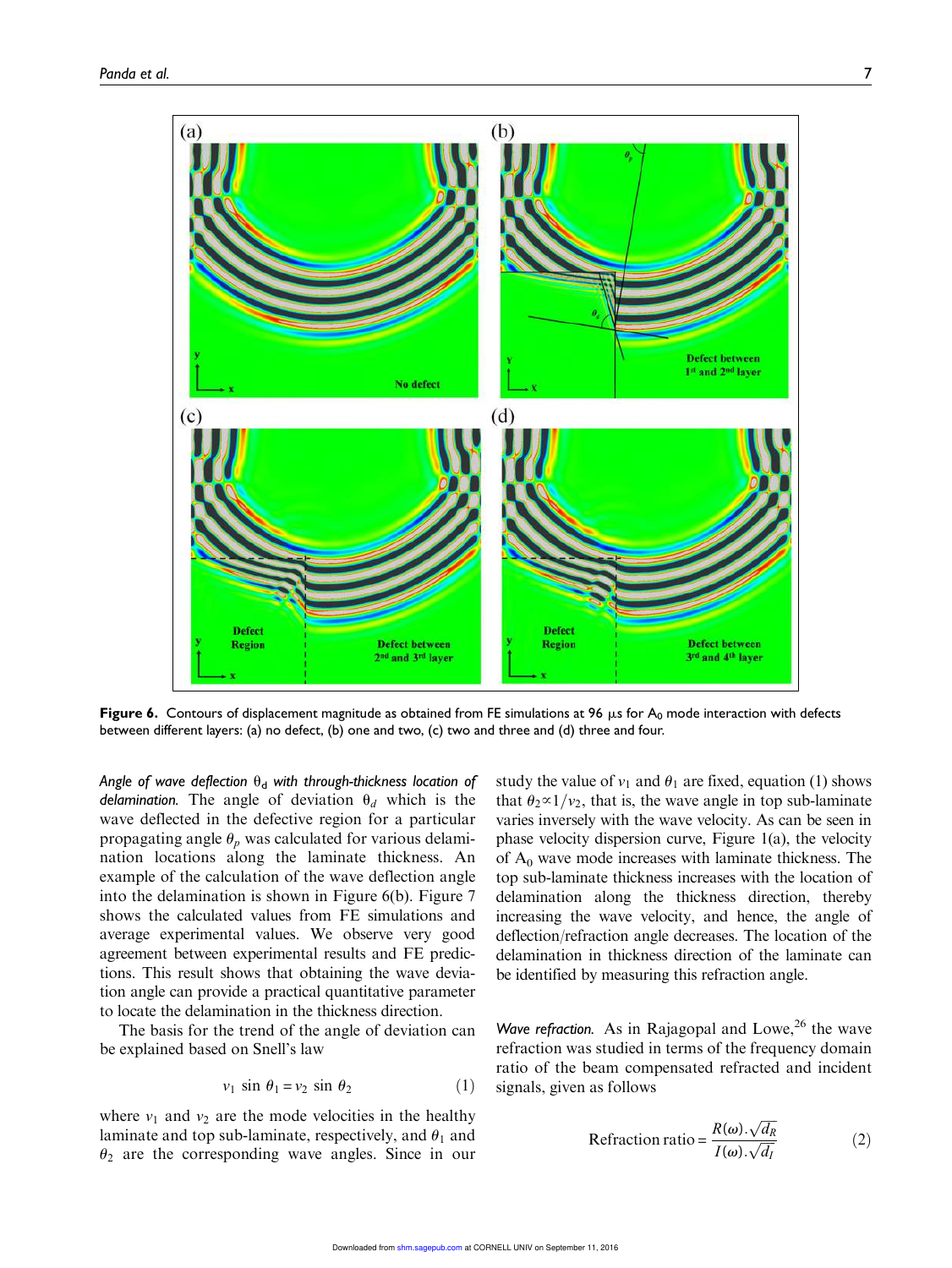**Figure 6.** Contours of displacement magnitude as obtained from FE simulations at 96 μs for $A_0$ mode interaction with defects between different layers: (a) no defect, (b) one and two, (c) two and three and (d) three and four.

*Angle of wave deflection $\theta_d$ with through-thickness location of delamination.* The angle of deviation $\theta_d$ which is the wave deflected in the defective region for a particular propagating angle $\theta_p$ was calculated for various delamination locations along the laminate thickness. An example of the calculation of the wave deflection angle into the delamination is shown in Figure 6(b). Figure 7 shows the calculated values from FE simulations and average experimental values. We observe very good agreement between experimental results and FE predictions. This result shows that obtaining the wave deviation angle can provide a practical quantitative parameter to locate the delamination in the thickness direction.

The basis for the trend of the angle of deviation can be explained based on Snell's law

$$v_1 \sin \theta_1 = v_2 \sin \theta_2 \quad (1)$$

where $v_1$ and $v_2$ are the mode velocities in the healthy laminate and top sub-laminate, respectively, and $\theta_1$ and $\theta_2$ are the corresponding wave angles. Since in our study the value of $v_1$ and $\theta_1$ are fixed, equation (1) shows that $\theta_2 \propto 1/v_2$, that is, the wave angle in top sub-laminate varies inversely with the wave velocity. As can be seen in phase velocity dispersion curve, Figure 1(a), the velocity of $A_0$ wave mode increases with laminate thickness. The top sub-laminate thickness increases with the location of delamination along the thickness direction, thereby increasing the wave velocity, and hence, the angle of deflection/refraction angle decreases. The location of the delamination in thickness direction of the laminate can be identified by measuring this refraction angle.

*Wave refraction.* As in Rajagopal and Lowe,[26] the wave refraction was studied in terms of the frequency domain ratio of the beam compensated refracted and incident signals, given as follows

$$\text{Refraction ratio} = \frac{R(\omega).\sqrt{d_R}}{I(\omega).\sqrt{d_I}} \quad (2)$$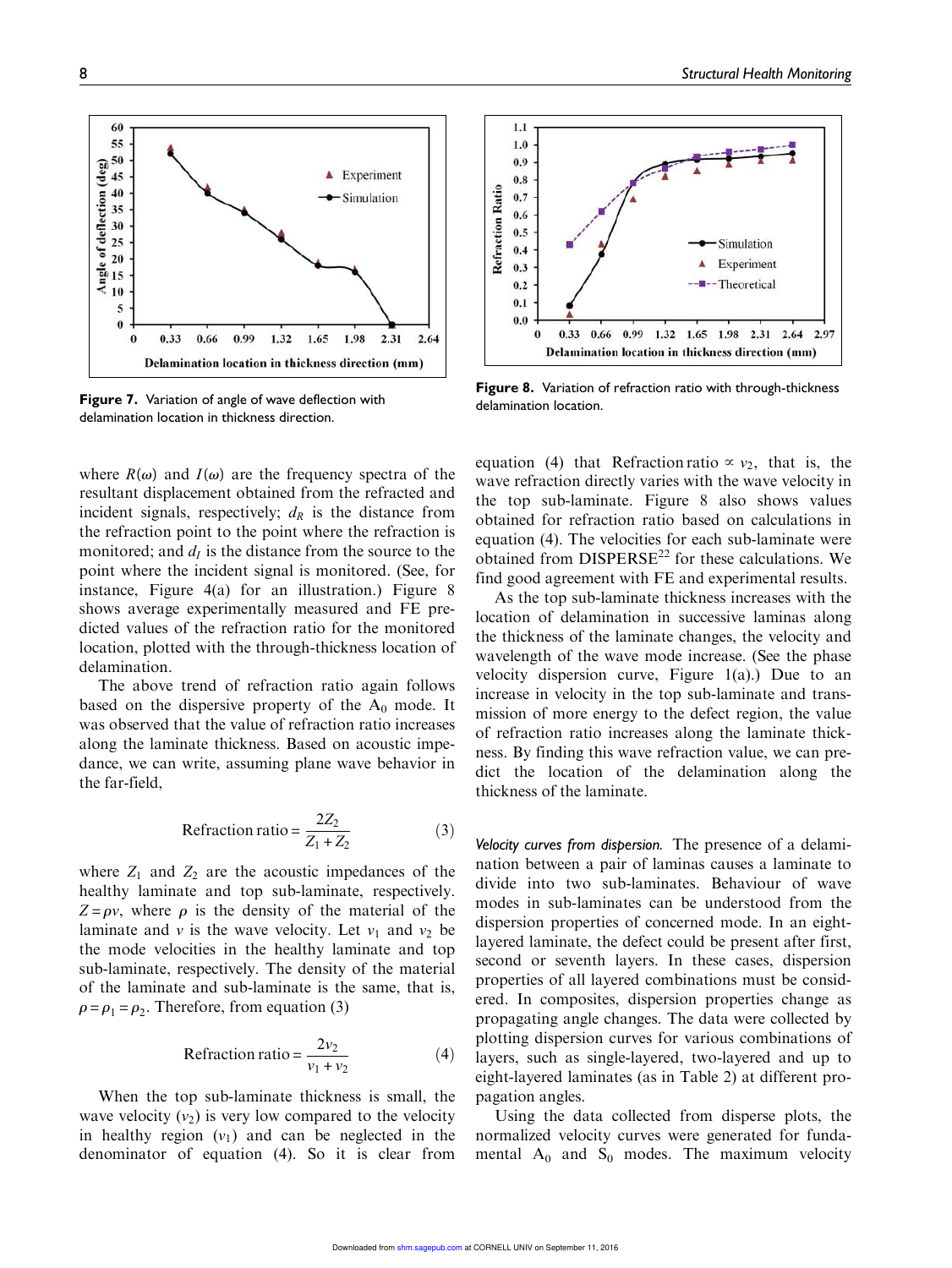Figure 7. Variation of angle of wave deflection with delamination location in thickness direction.

Figure 8. Variation of refraction ratio with through-thickness delamination location.

where $R(\omega)$ and $I(\omega)$ are the frequency spectra of the resultant displacement obtained from the refracted and incident signals, respectively; $d_R$ is the distance from the refraction point to the point where the refraction is monitored; and $d_I$ is the distance from the source to the point where the incident signal is monitored. (See, for instance, Figure 4(a) for an illustration.) Figure 8 shows average experimentally measured and FE predicted values of the refraction ratio for the monitored location, plotted with the through-thickness location of delamination.

The above trend of refraction ratio again follows based on the dispersive property of the $A_0$ mode. It was observed that the value of refraction ratio increases along the laminate thickness. Based on acoustic impedance, we can write, assuming plane wave behavior in the far-field,

$$\text{Refraction ratio} = \frac{2Z_2}{Z_1 + Z_2} \tag{3}$$

where $Z_1$ and $Z_2$ are the acoustic impedances of the healthy laminate and top sub-laminate, respectively. $Z = \rho v$, where $\rho$ is the density of the material of the laminate and $v$ is the wave velocity. Let $v_1$ and $v_2$ be the mode velocities in the healthy laminate and top sub-laminate, respectively. The density of the material of the laminate and sub-laminate is the same, that is, $\rho = \rho_1 = \rho_2$. Therefore, from equation (3)

$$\text{Refraction ratio} = \frac{2v_2}{v_1 + v_2} \tag{4}$$

When the top sub-laminate thickness is small, the wave velocity ($v_2$) is very low compared to the velocity in healthy region ($v_1$) and can be neglected in the denominator of equation (4). So it is clear from equation (4) that $\text{Refraction ratio} \propto v_2$, that is, the wave refraction directly varies with the wave velocity in the top sub-laminate. Figure 8 also shows values obtained for refraction ratio based on calculations in equation (4). The velocities for each sub-laminate were obtained from DISPERSE[22] for these calculations. We find good agreement with FE and experimental results.

As the top sub-laminate thickness increases with the location of delamination in successive laminas along the thickness of the laminate changes, the velocity and wavelength of the wave mode increase. (See the phase velocity dispersion curve, Figure 1(a).) Due to an increase in velocity in the top sub-laminate and transmission of more energy to the defect region, the value of refraction ratio increases along the laminate thickness. By finding this wave refraction value, we can predict the location of the delamination along the thickness of the laminate.

*Velocity curves from dispersion.* The presence of a delamination between a pair of laminas causes a laminate to divide into two sub-laminates. Behaviour of wave modes in sub-laminates can be understood from the dispersion properties of concerned mode. In an eight-layered laminate, the defect could be present after first, second or seventh layers. In these cases, dispersion properties of all layered combinations must be considered. In composites, dispersion properties change as propagating angle changes. The data were collected by plotting dispersion curves for various combinations of layers, such as single-layered, two-layered and up to eight-layered laminates (as in Table 2) at different propagation angles.

Using the data collected from disperse plots, the normalized velocity curves were generated for fundamental $A_0$ and $S_0$ modes. The maximum velocity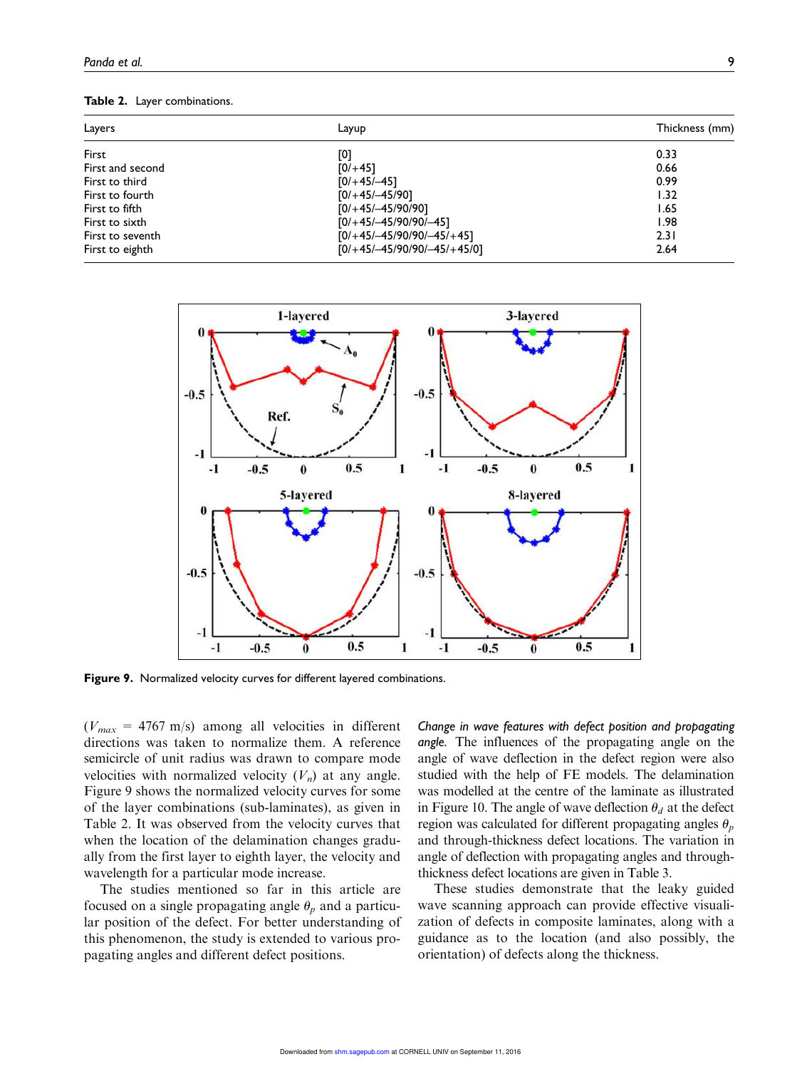**Table 2.** Layer combinations.

| Layers | Layup | Thickness (mm) |
|---|---|---|
| First | [0] | 0.33 |
| First and second | [0/+45] | 0.66 |
| First to third | [0/+45/–45] | 0.99 |
| First to fourth | [0/+45/–45/90] | 1.32 |
| First to fifth | [0/+45/–45/90/90] | 1.65 |
| First to sixth | [0/+45/–45/90/90/–45] | 1.98 |
| First to seventh | [0/+45/–45/90/90/–45/+45] | 2.31 |
| First to eighth | [0/+45/–45/90/90/–45/+45/0] | 2.64 |

**Figure 9.** Normalized velocity curves for different layered combinations.

($V_{max}$ = 4767 m/s) among all velocities in different directions was taken to normalize them. A reference semicircle of unit radius was drawn to compare mode velocities with normalized velocity ($V_n$) at any angle. Figure 9 shows the normalized velocity curves for some of the layer combinations (sub-laminates), as given in Table 2. It was observed from the velocity curves that when the location of the delamination changes gradually from the first layer to eighth layer, the velocity and wavelength for a particular mode increase.

The studies mentioned so far in this article are focused on a single propagating angle $\theta_p$ and a particular position of the defect. For better understanding of this phenomenon, the study is extended to various propagating angles and different defect positions.

*Change in wave features with defect position and propagating angle.* The influences of the propagating angle on the angle of wave deflection in the defect region were also studied with the help of FE models. The delamination was modelled at the centre of the laminate as illustrated in Figure 10. The angle of wave deflection $\theta_d$ at the defect region was calculated for different propagating angles $\theta_p$ and through-thickness defect locations. The variation in angle of deflection with propagating angles and through-thickness defect locations are given in Table 3.

These studies demonstrate that the leaky guided wave scanning approach can provide effective visualization of defects in composite laminates, along with a guidance as to the location (and also possibly, the orientation) of defects along the thickness.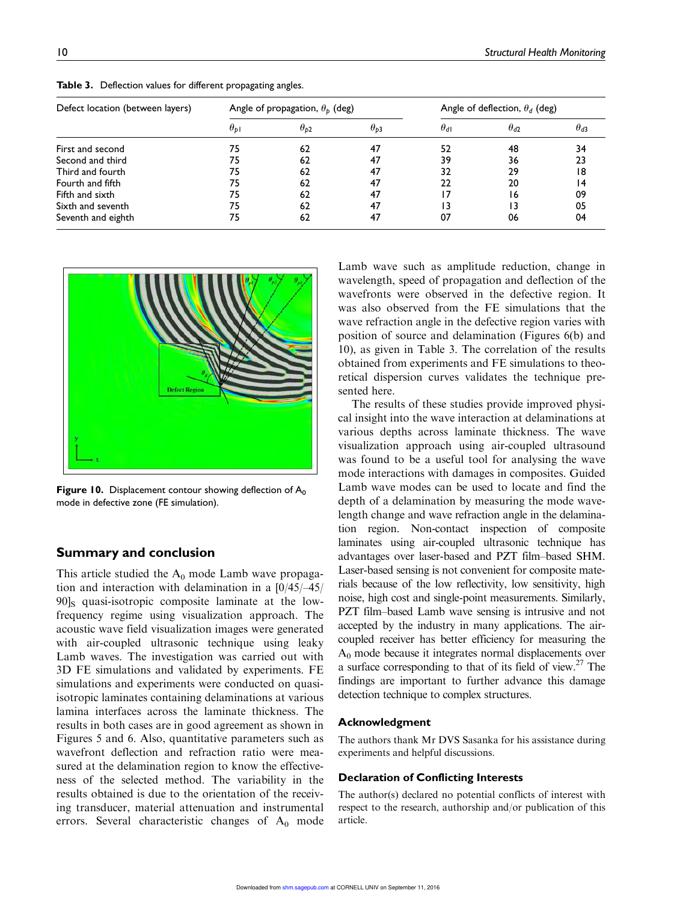**Table 3.** Deflection values for different propagating angles.

| Defect location (between layers) | Angle of propagation, $\theta_p$ (deg) | | | Angle of deflection, $\theta_d$ (deg) | | |
|---|---|---|---|---|---|---|
| | $\theta_{p1}$ | $\theta_{p2}$ | $\theta_{p3}$ | $\theta_{d1}$ | $\theta_{d2}$ | $\theta_{d3}$ |
| First and second | 75 | 62 | 47 | 52 | 48 | 34 |
| Second and third | 75 | 62 | 47 | 39 | 36 | 23 |
| Third and fourth | 75 | 62 | 47 | 32 | 29 | 18 |
| Fourth and fifth | 75 | 62 | 47 | 22 | 20 | 14 |
| Fifth and sixth | 75 | 62 | 47 | 17 | 16 | 09 |
| Sixth and seventh | 75 | 62 | 47 | 13 | 13 | 05 |
| Seventh and eighth | 75 | 62 | 47 | 07 | 06 | 04 |

**Figure 10.** Displacement contour showing deflection of $A_0$ mode in defective zone (FE simulation).

## Summary and conclusion

This article studied the $A_0$ mode Lamb wave propagation and interaction with delamination in a $[0/45/-45/90]_S$ quasi-isotropic composite laminate at the low-frequency regime using visualization approach. The acoustic wave field visualization images were generated with air-coupled ultrasonic technique using leaky Lamb waves. The investigation was carried out with 3D FE simulations and validated by experiments. FE simulations and experiments were conducted on quasi-isotropic laminates containing delaminations at various lamina interfaces across the laminate thickness. The results in both cases are in good agreement as shown in Figures 5 and 6. Also, quantitative parameters such as wavefront deflection and refraction ratio were measured at the delamination region to know the effectiveness of the selected method. The variability in the results obtained is due to the orientation of the receiving transducer, material attenuation and instrumental errors. Several characteristic changes of $A_0$ mode Lamb wave such as amplitude reduction, change in wavelength, speed of propagation and deflection of the wavefronts were observed in the defective region. It was also observed from the FE simulations that the wave refraction angle in the defective region varies with position of source and delamination (Figures 6(b) and 10), as given in Table 3. The correlation of the results obtained from experiments and FE simulations to theoretical dispersion curves validates the technique presented here.

The results of these studies provide improved physical insight into the wave interaction at delaminations at various depths across laminate thickness. The wave visualization approach using air-coupled ultrasound was found to be a useful tool for analysing the wave mode interactions with damages in composites. Guided Lamb wave modes can be used to locate and find the depth of a delamination by measuring the mode wavelength change and wave refraction angle in the delamination region. Non-contact inspection of composite laminates using air-coupled ultrasonic technique has advantages over laser-based and PZT film–based SHM. Laser-based sensing is not convenient for composite materials because of the low reflectivity, low sensitivity, high noise, high cost and single-point measurements. Similarly, PZT film–based Lamb wave sensing is intrusive and not accepted by the industry in many applications. The air-coupled receiver has better efficiency for measuring the $A_0$ mode because it integrates normal displacements over a surface corresponding to that of its field of view.[27] The findings are important to further advance this damage detection technique to complex structures.

### Acknowledgment

The authors thank Mr DVS Sasanka for his assistance during experiments and helpful discussions.

### Declaration of Conflicting Interests

The author(s) declared no potential conflicts of interest with respect to the research, authorship and/or publication of this article.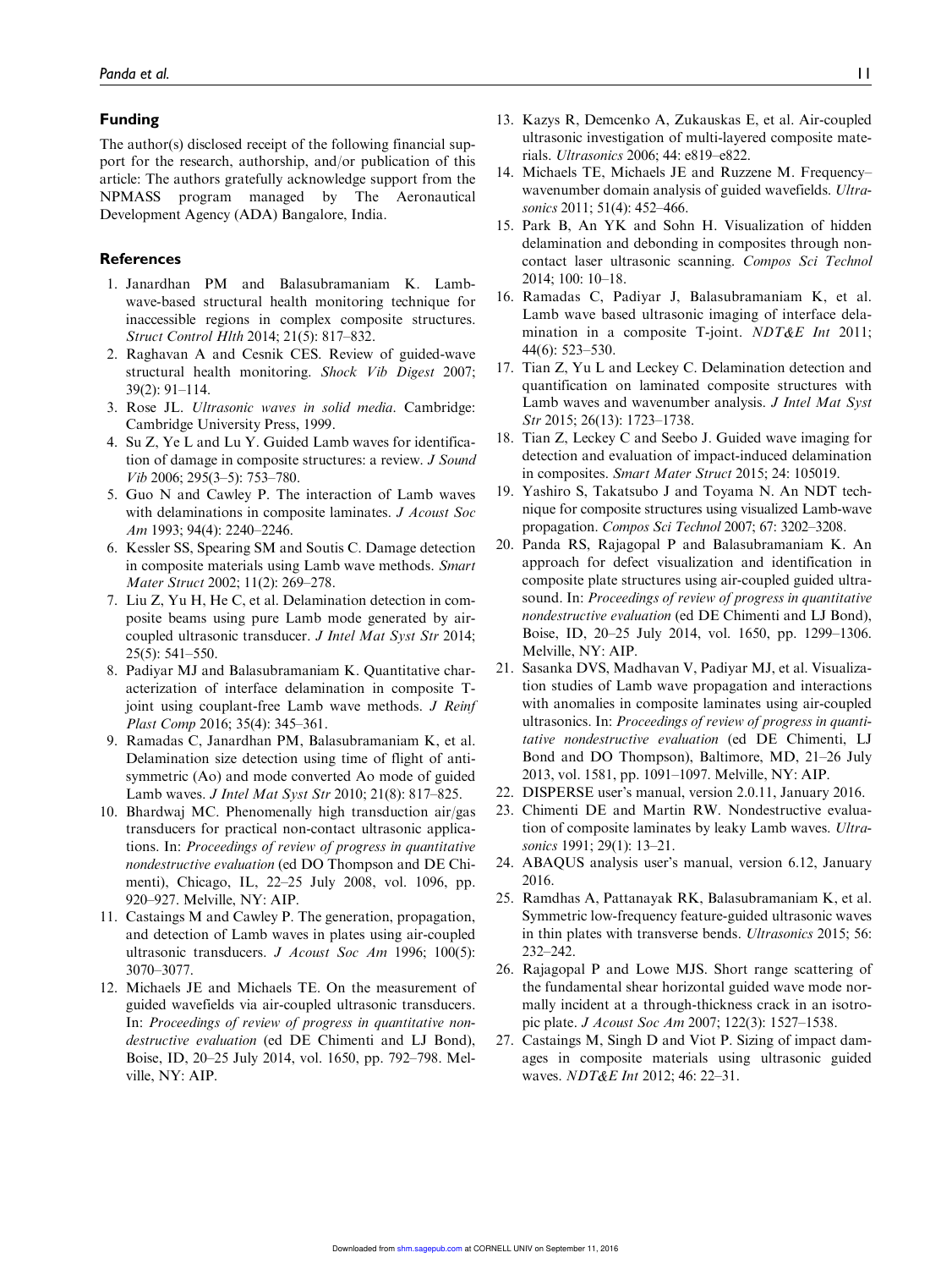## Funding

The author(s) disclosed receipt of the following financial support for the research, authorship, and/or publication of this article: The authors gratefully acknowledge support from the NPMASS program managed by The Aeronautical Development Agency (ADA) Bangalore, India.

## References

1. Janardhan PM and Balasubramaniam K. Lamb-wave-based structural health monitoring technique for inaccessible regions in complex composite structures. *Struct Control Hlth* 2014; 21(5): 817–832.
2. Raghavan A and Cesnik CES. Review of guided-wave structural health monitoring. *Shock Vib Digest* 2007; 39(2): 91–114.
3. Rose JL. *Ultrasonic waves in solid media*. Cambridge: Cambridge University Press, 1999.
4. Su Z, Ye L and Lu Y. Guided Lamb waves for identification of damage in composite structures: a review. *J Sound Vib* 2006; 295(3–5): 753–780.
5. Guo N and Cawley P. The interaction of Lamb waves with delaminations in composite laminates. *J Acoust Soc Am* 1993; 94(4): 2240–2246.
6. Kessler SS, Spearing SM and Soutis C. Damage detection in composite materials using Lamb wave methods. *Smart Mater Struct* 2002; 11(2): 269–278.
7. Liu Z, Yu H, He C, et al. Delamination detection in composite beams using pure Lamb mode generated by air-coupled ultrasonic transducer. *J Intel Mat Syst Str* 2014; 25(5): 541–550.
8. Padiyar MJ and Balasubramaniam K. Quantitative characterization of interface delamination in composite T-joint using couplant-free Lamb wave methods. *J Reinf Plast Comp* 2016; 35(4): 345–361.
9. Ramadas C, Janardhan PM, Balasubramaniam K, et al. Delamination size detection using time of flight of anti-symmetric (Ao) and mode converted Ao mode of guided Lamb waves. *J Intel Mat Syst Str* 2010; 21(8): 817–825.
10. Bhardwaj MC. Phenomenally high transduction air/gas transducers for practical non-contact ultrasonic applications. In: *Proceedings of review of progress in quantitative nondestructive evaluation* (ed DO Thompson and DE Chimenti), Chicago, IL, 22–25 July 2008, vol. 1096, pp. 920–927. Melville, NY: AIP.
11. Castaings M and Cawley P. The generation, propagation, and detection of Lamb waves in plates using air-coupled ultrasonic transducers. *J Acoust Soc Am* 1996; 100(5): 3070–3077.
12. Michaels JE and Michaels TE. On the measurement of guided wavefields via air-coupled ultrasonic transducers. In: *Proceedings of review of progress in quantitative nondestructive evaluation* (ed DE Chimenti and LJ Bond), Boise, ID, 20–25 July 2014, vol. 1650, pp. 792–798. Melville, NY: AIP.
13. Kazys R, Demcenko A, Zukauskas E, et al. Air-coupled ultrasonic investigation of multi-layered composite materials. *Ultrasonics* 2006; 44: e819–e822.
14. Michaels TE, Michaels JE and Ruzzene M. Frequency–wavenumber domain analysis of guided wavefields. *Ultrasonics* 2011; 51(4): 452–466.
15. Park B, An YK and Sohn H. Visualization of hidden delamination and debonding in composites through non-contact laser ultrasonic scanning. *Compos Sci Technol* 2014; 100: 10–18.
16. Ramadas C, Padiyar J, Balasubramaniam K, et al. Lamb wave based ultrasonic imaging of interface delamination in a composite T-joint. *NDT&E Int* 2011; 44(6): 523–530.
17. Tian Z, Yu L and Leckey C. Delamination detection and quantification on laminated composite structures with Lamb waves and wavenumber analysis. *J Intel Mat Syst Str* 2015; 26(13): 1723–1738.
18. Tian Z, Leckey C and Seebo J. Guided wave imaging for detection and evaluation of impact-induced delamination in composites. *Smart Mater Struct* 2015; 24: 105019.
19. Yashiro S, Takatsubo J and Toyama N. An NDT technique for composite structures using visualized Lamb-wave propagation. *Compos Sci Technol* 2007; 67: 3202–3208.
20. Panda RS, Rajagopal P and Balasubramaniam K. An approach for defect visualization and identification in composite plate structures using air-coupled guided ultrasound. In: *Proceedings of review of progress in quantitative nondestructive evaluation* (ed DE Chimenti and LJ Bond), Boise, ID, 20–25 July 2014, vol. 1650, pp. 1299–1306. Melville, NY: AIP.
21. Sasanka DVS, Madhavan V, Padiyar MJ, et al. Visualization studies of Lamb wave propagation and interactions with anomalies in composite laminates using air-coupled ultrasonics. In: *Proceedings of review of progress in quantitative nondestructive evaluation* (ed DE Chimenti, LJ Bond and DO Thompson), Baltimore, MD, 21–26 July 2013, vol. 1581, pp. 1091–1097. Melville, NY: AIP.
22. DISPERSE user's manual, version 2.0.11, January 2016.
23. Chimenti DE and Martin RW. Nondestructive evaluation of composite laminates by leaky Lamb waves. *Ultrasonics* 1991; 29(1): 13–21.
24. ABAQUS analysis user's manual, version 6.12, January 2016.
25. Ramdhas A, Pattanayak RK, Balasubramaniam K, et al. Symmetric low-frequency feature-guided ultrasonic waves in thin plates with transverse bends. *Ultrasonics* 2015; 56: 232–242.
26. Rajagopal P and Lowe MJS. Short range scattering of the fundamental shear horizontal guided wave mode normally incident at a through-thickness crack in an isotropic plate. *J Acoust Soc Am* 2007; 122(3): 1527–1538.
27. Castaings M, Singh D and Viot P. Sizing of impact damages in composite materials using ultrasonic guided waves. *NDT&E Int* 2012; 46: 22–31.